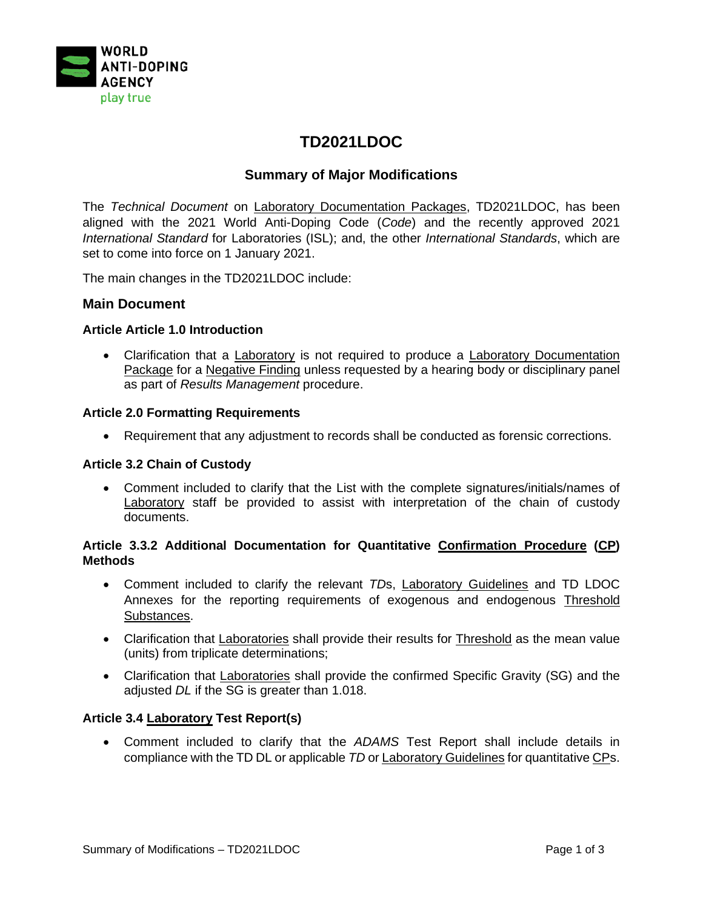WORLD ANTI-DOPING AGENCY
play true

# TD2021LDOC

## Summary of Major Modifications

The *Technical Document* on Laboratory Documentation Packages, TD2021LDOC, has been aligned with the 2021 World Anti-Doping Code (*Code*) and the recently approved 2021 *International Standard* for Laboratories (ISL); and, the other *International Standards*, which are set to come into force on 1 January 2021.

The main changes in the TD2021LDOC include:

### Main Document

#### Article Article 1.0 Introduction

- Clarification that a Laboratory is not required to produce a Laboratory Documentation Package for a Negative Finding unless requested by a hearing body or disciplinary panel as part of *Results Management* procedure.

#### Article 2.0 Formatting Requirements

- Requirement that any adjustment to records shall be conducted as forensic corrections.

#### Article 3.2 Chain of Custody

- Comment included to clarify that the List with the complete signatures/initials/names of Laboratory staff be provided to assist with interpretation of the chain of custody documents.

#### Article 3.3.2 Additional Documentation for Quantitative Confirmation Procedure (CP) Methods

- Comment included to clarify the relevant *TD*s, Laboratory Guidelines and TD LDOC Annexes for the reporting requirements of exogenous and endogenous Threshold Substances.
- Clarification that Laboratories shall provide their results for Threshold as the mean value (units) from triplicate determinations;
- Clarification that Laboratories shall provide the confirmed Specific Gravity (SG) and the adjusted *DL* if the SG is greater than 1.018.

#### Article 3.4 Laboratory Test Report(s)

- Comment included to clarify that the *ADAMS* Test Report shall include details in compliance with the TD DL or applicable *TD* or Laboratory Guidelines for quantitative CPs.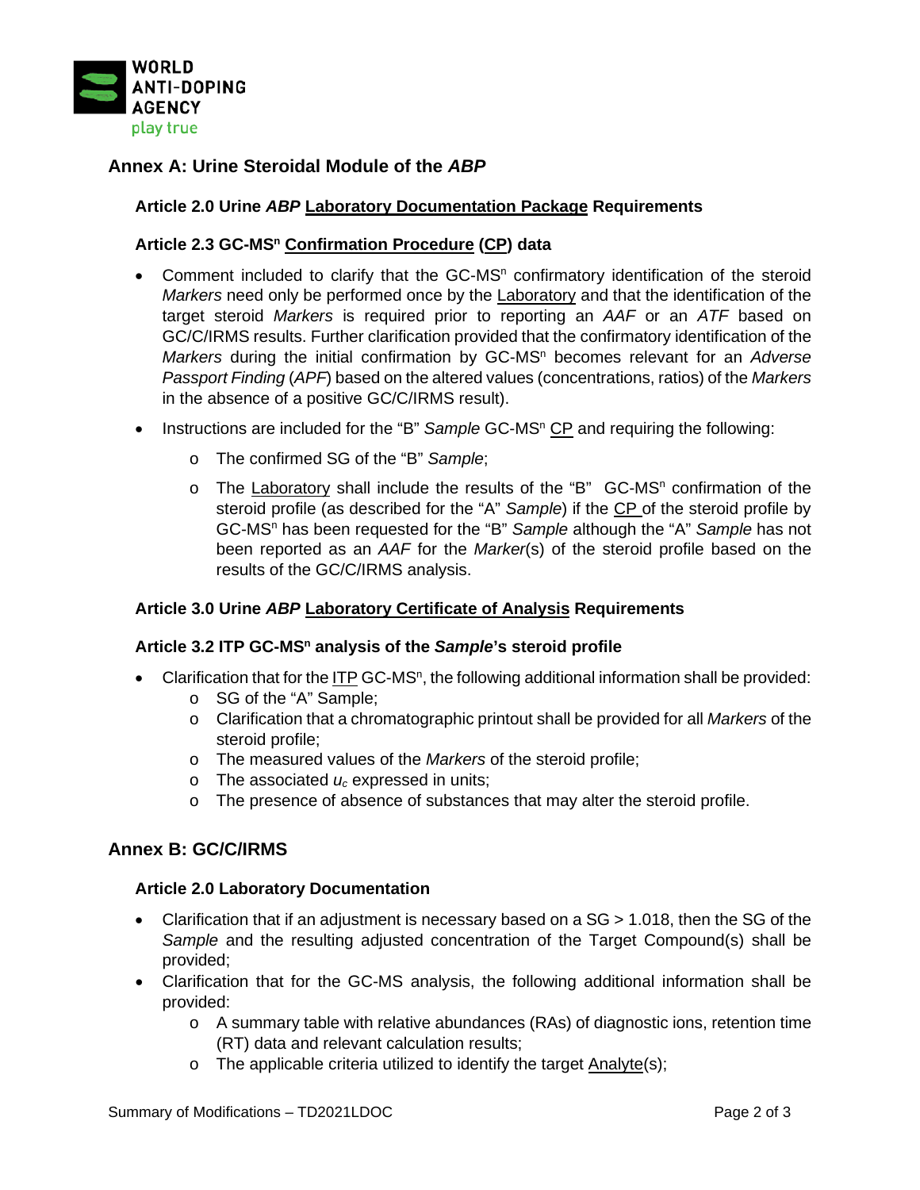## Annex A: Urine Steroidal Module of the *ABP*

### Article 2.0 Urine *ABP* Laboratory Documentation Package Requirements

#### Article 2.3 GC-MS$^n$ Confirmation Procedure (CP) data

- Comment included to clarify that the GC-MS$^n$ confirmatory identification of the steroid *Markers* need only be performed once by the Laboratory and that the identification of the target steroid *Markers* is required prior to reporting an *AAF* or an *ATF* based on GC/C/IRMS results. Further clarification provided that the confirmatory identification of the *Markers* during the initial confirmation by GC-MS$^n$ becomes relevant for an *Adverse Passport Finding* (*APF*) based on the altered values (concentrations, ratios) of the *Markers* in the absence of a positive GC/C/IRMS result).
- Instructions are included for the "B" *Sample* GC-MS$^n$ CP and requiring the following:
  - The confirmed SG of the "B" *Sample*;
  - The Laboratory shall include the results of the "B" GC-MS$^n$ confirmation of the steroid profile (as described for the "A" *Sample*) if the CP of the steroid profile by GC-MS$^n$ has been requested for the "B" *Sample* although the "A" *Sample* has not been reported as an *AAF* for the *Marker*(s) of the steroid profile based on the results of the GC/C/IRMS analysis.

### Article 3.0 Urine *ABP* Laboratory Certificate of Analysis Requirements

#### Article 3.2 ITP GC-MS$^n$ analysis of the *Sample*'s steroid profile

- Clarification that for the ITP GC-MS$^n$, the following additional information shall be provided:
  - SG of the "A" Sample;
  - Clarification that a chromatographic printout shall be provided for all *Markers* of the steroid profile;
  - The measured values of the *Markers* of the steroid profile;
  - The associated $u_c$ expressed in units;
  - The presence of absence of substances that may alter the steroid profile.

## Annex B: GC/C/IRMS

### Article 2.0 Laboratory Documentation

- Clarification that if an adjustment is necessary based on a SG > 1.018, then the SG of the *Sample* and the resulting adjusted concentration of the Target Compound(s) shall be provided;
- Clarification that for the GC-MS analysis, the following additional information shall be provided:
  - A summary table with relative abundances (RAs) of diagnostic ions, retention time (RT) data and relevant calculation results;
  - The applicable criteria utilized to identify the target Analyte(s);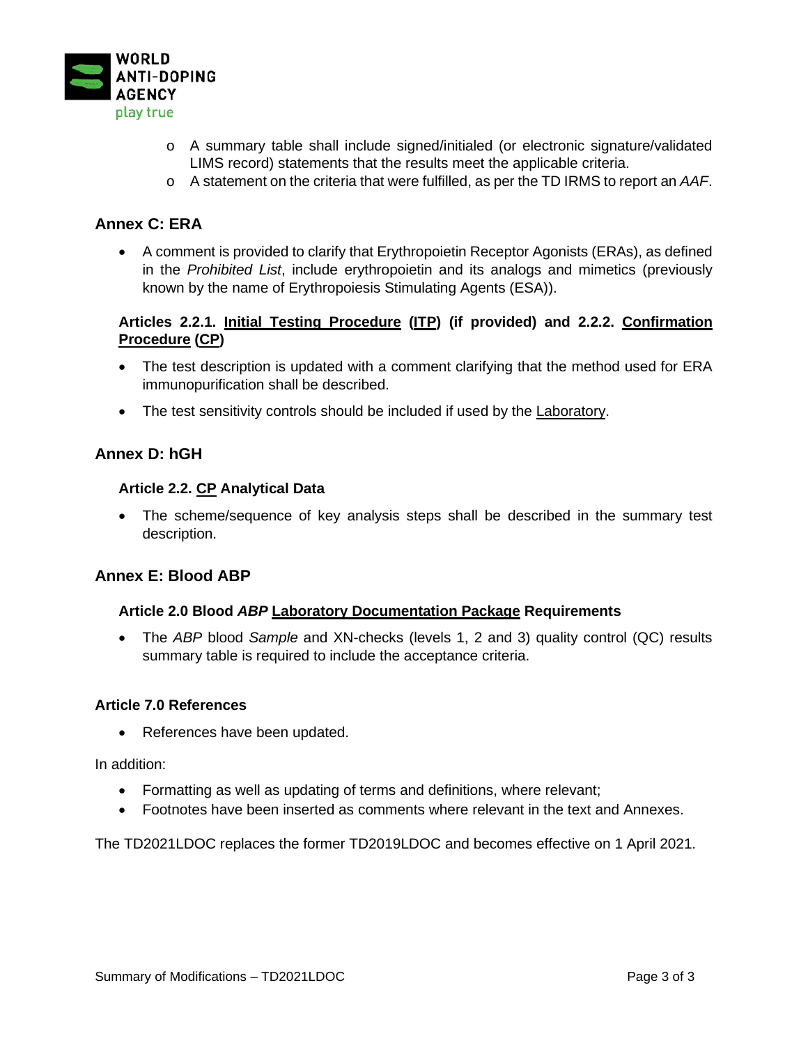- A summary table shall include signed/initialed (or electronic signature/validated LIMS record) statements that the results meet the applicable criteria.
  - A statement on the criteria that were fulfilled, as per the TD IRMS to report an *AAF*.

## Annex C: ERA

- A comment is provided to clarify that Erythropoietin Receptor Agonists (ERAs), as defined in the *Prohibited List*, include erythropoietin and its analogs and mimetics (previously known by the name of Erythropoiesis Stimulating Agents (ESA)).

### Articles 2.2.1. <u>Initial Testing Procedure</u> (<u>ITP</u>) (if provided) and 2.2.2. <u>Confirmation Procedure</u> (<u>CP</u>)

- The test description is updated with a comment clarifying that the method used for ERA immunopurification shall be described.
- The test sensitivity controls should be included if used by the <u>Laboratory</u>.

## Annex D: hGH

### Article 2.2. <u>CP</u> Analytical Data

- The scheme/sequence of key analysis steps shall be described in the summary test description.

## Annex E: Blood ABP

### Article 2.0 Blood *ABP* <u>Laboratory Documentation Package</u> Requirements

- The *ABP* blood *Sample* and XN-checks (levels 1, 2 and 3) quality control (QC) results summary table is required to include the acceptance criteria.

### Article 7.0 References

- References have been updated.

In addition:

- Formatting as well as updating of terms and definitions, where relevant;
- Footnotes have been inserted as comments where relevant in the text and Annexes.

The TD2021LDOC replaces the former TD2019LDOC and becomes effective on 1 April 2021.